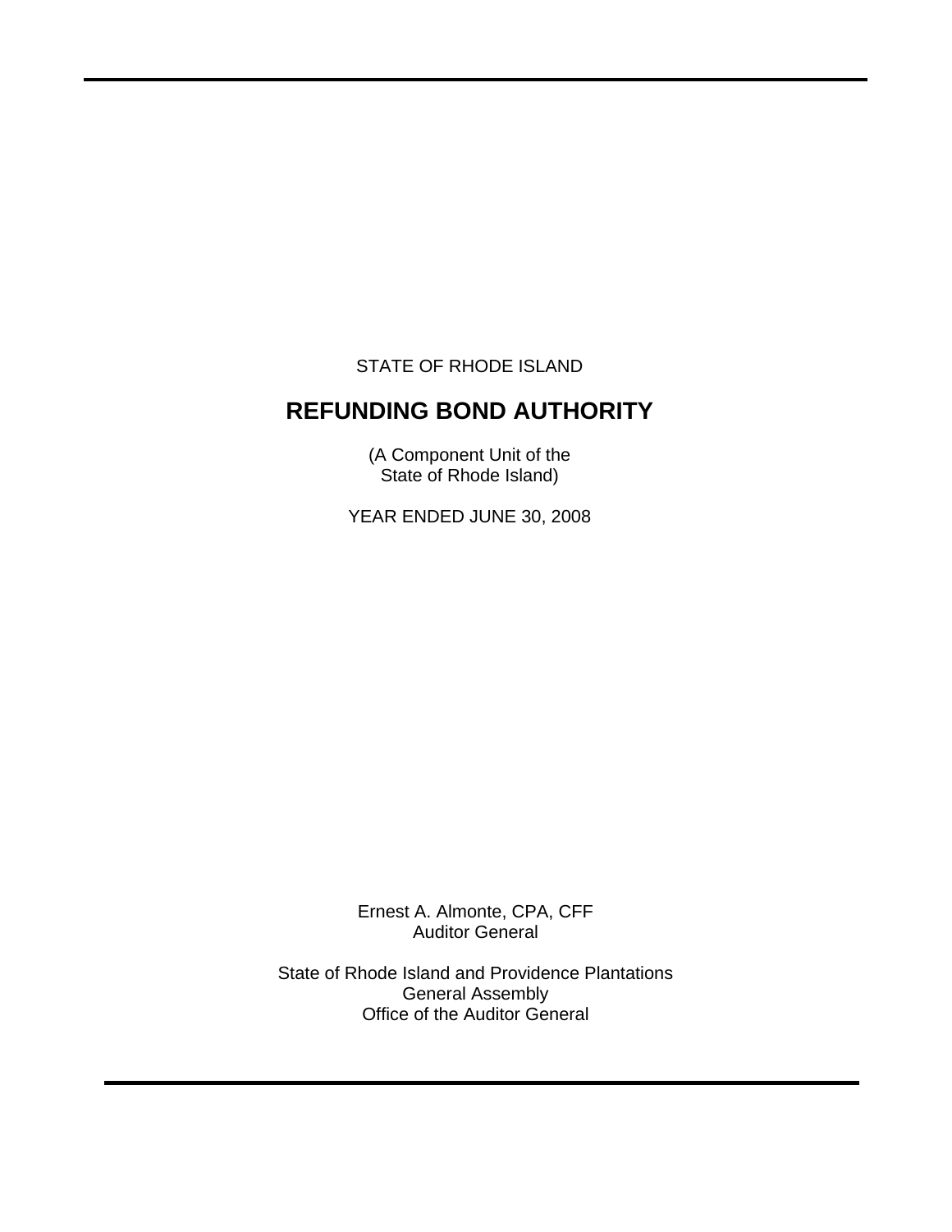STATE OF RHODE ISLAND

# REFUNDING BOND AUTHORITY

(A Component Unit of the
State of Rhode Island)

YEAR ENDED JUNE 30, 2008

Ernest A. Almonte, CPA, CFF
Auditor General

State of Rhode Island and Providence Plantations
General Assembly
Office of the Auditor General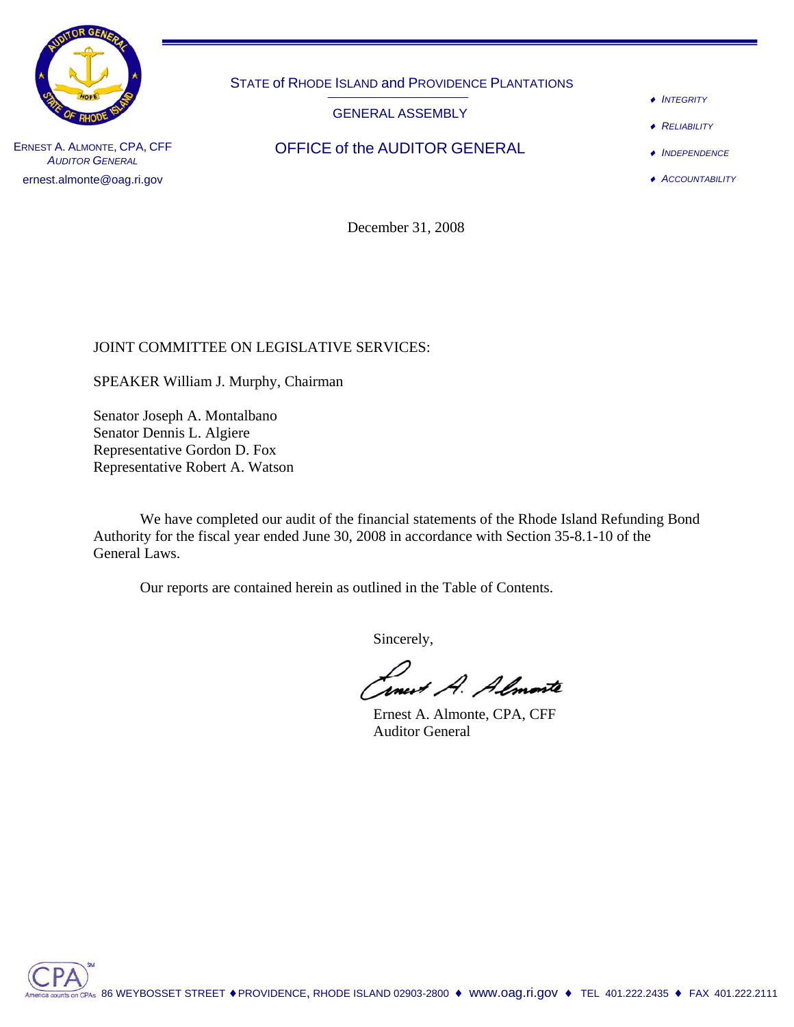STATE of RHODE ISLAND and PROVIDENCE PLANTATIONS

GENERAL ASSEMBLY

OFFICE of the AUDITOR GENERAL

ERNEST A. ALMONTE, CPA, CFF
*AUDITOR GENERAL*
ernest.almonte@oag.ri.gov

- *INTEGRITY*
- *RELIABILITY*
- *INDEPENDENCE*
- *ACCOUNTABILITY*

December 31, 2008

JOINT COMMITTEE ON LEGISLATIVE SERVICES:

SPEAKER William J. Murphy, Chairman

Senator Joseph A. Montalbano
Senator Dennis L. Algiere
Representative Gordon D. Fox
Representative Robert A. Watson

We have completed our audit of the financial statements of the Rhode Island Refunding Bond Authority for the fiscal year ended June 30, 2008 in accordance with Section 35-8.1-10 of the General Laws.

Our reports are contained herein as outlined in the Table of Contents.

Sincerely,

Ernest A. Almonte, CPA, CFF
Auditor General

86 WEYBOSSET STREET ♦ PROVIDENCE, RHODE ISLAND 02903-2800 ♦ www.oag.ri.gov ♦ TEL 401.222.2435 ♦ FAX 401.222.2111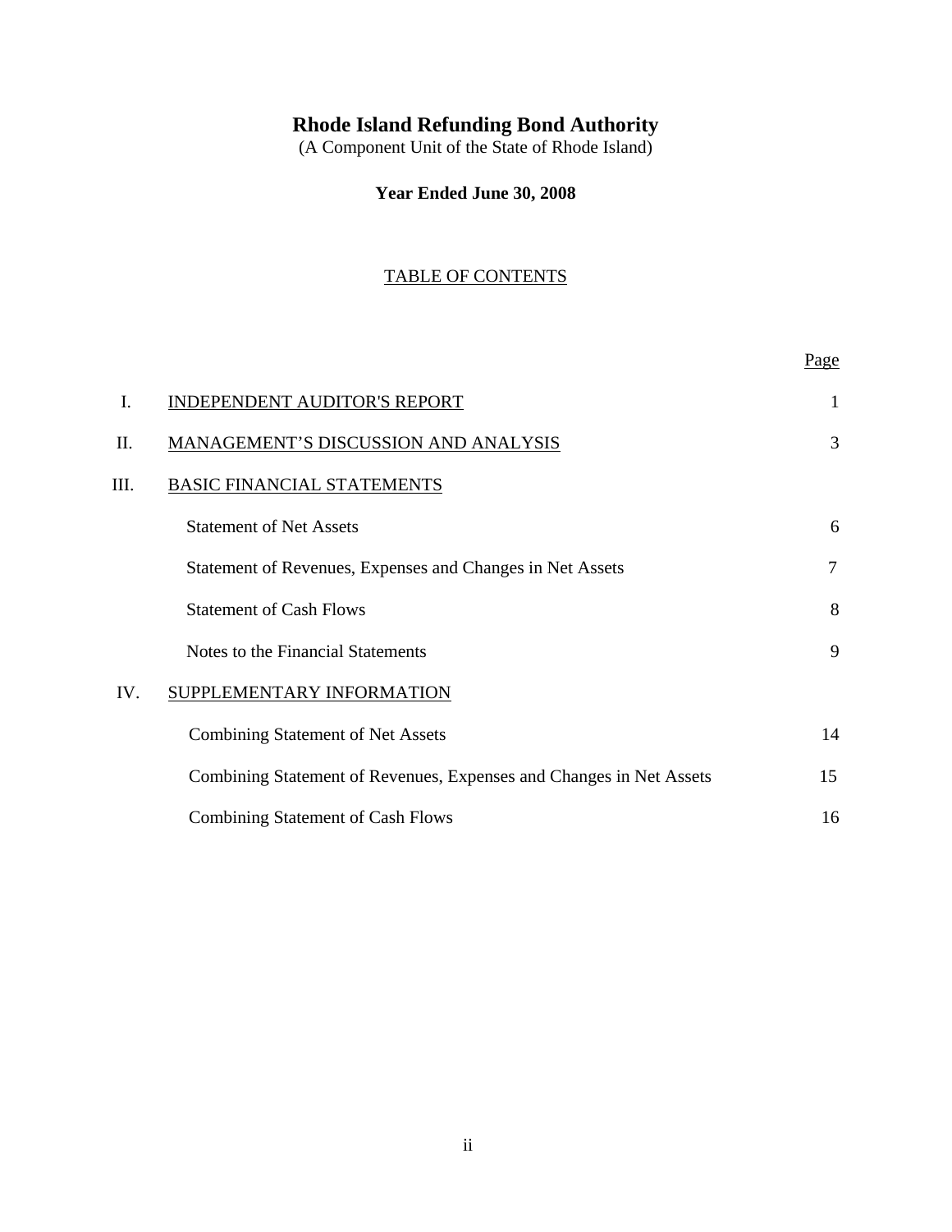# Rhode Island Refunding Bond Authority

(A Component Unit of the State of Rhode Island)

**Year Ended June 30, 2008**

## TABLE OF CONTENTS

| | | Page |
|---|---|---|
| I. | INDEPENDENT AUDITOR'S REPORT | 1 |
| II. | MANAGEMENT'S DISCUSSION AND ANALYSIS | 3 |
| III. | BASIC FINANCIAL STATEMENTS | |
| | Statement of Net Assets | 6 |
| | Statement of Revenues, Expenses and Changes in Net Assets | 7 |
| | Statement of Cash Flows | 8 |
| | Notes to the Financial Statements | 9 |
| IV. | SUPPLEMENTARY INFORMATION | |
| | Combining Statement of Net Assets | 14 |
| | Combining Statement of Revenues, Expenses and Changes in Net Assets | 15 |
| | Combining Statement of Cash Flows | 16 |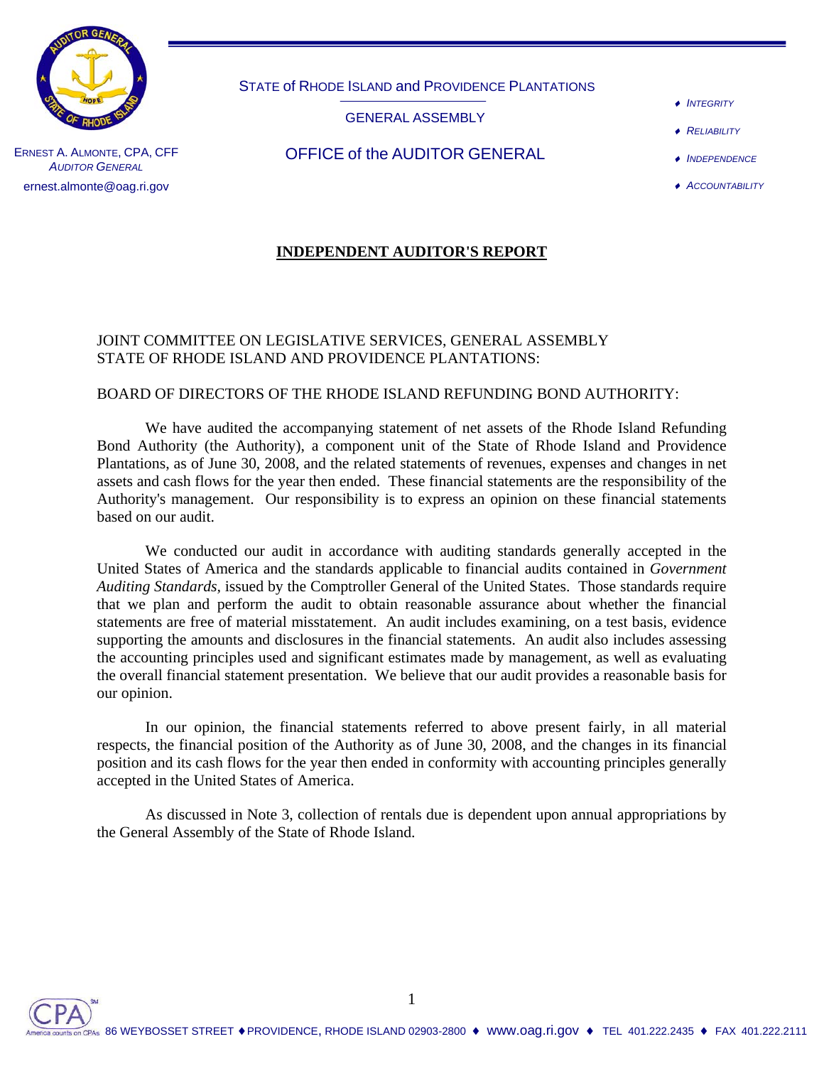STATE of RHODE ISLAND and PROVIDENCE PLANTATIONS

GENERAL ASSEMBLY

OFFICE of the AUDITOR GENERAL

ERNEST A. ALMONTE, CPA, CFF
*AUDITOR GENERAL*
ernest.almonte@oag.ri.gov

- *INTEGRITY*
- *RELIABILITY*
- *INDEPENDENCE*
- *ACCOUNTABILITY*

## INDEPENDENT AUDITOR'S REPORT

JOINT COMMITTEE ON LEGISLATIVE SERVICES, GENERAL ASSEMBLY
STATE OF RHODE ISLAND AND PROVIDENCE PLANTATIONS:

BOARD OF DIRECTORS OF THE RHODE ISLAND REFUNDING BOND AUTHORITY:

We have audited the accompanying statement of net assets of the Rhode Island Refunding Bond Authority (the Authority), a component unit of the State of Rhode Island and Providence Plantations, as of June 30, 2008, and the related statements of revenues, expenses and changes in net assets and cash flows for the year then ended. These financial statements are the responsibility of the Authority's management. Our responsibility is to express an opinion on these financial statements based on our audit.

We conducted our audit in accordance with auditing standards generally accepted in the United States of America and the standards applicable to financial audits contained in *Government Auditing Standards*, issued by the Comptroller General of the United States. Those standards require that we plan and perform the audit to obtain reasonable assurance about whether the financial statements are free of material misstatement. An audit includes examining, on a test basis, evidence supporting the amounts and disclosures in the financial statements. An audit also includes assessing the accounting principles used and significant estimates made by management, as well as evaluating the overall financial statement presentation. We believe that our audit provides a reasonable basis for our opinion.

In our opinion, the financial statements referred to above present fairly, in all material respects, the financial position of the Authority as of June 30, 2008, and the changes in its financial position and its cash flows for the year then ended in conformity with accounting principles generally accepted in the United States of America.

As discussed in Note 3, collection of rentals due is dependent upon annual appropriations by the General Assembly of the State of Rhode Island.

86 WEYBOSSET STREET ♦ PROVIDENCE, RHODE ISLAND 02903-2800 ♦ www.oag.ri.gov ♦ TEL 401.222.2435 ♦ FAX 401.222.2111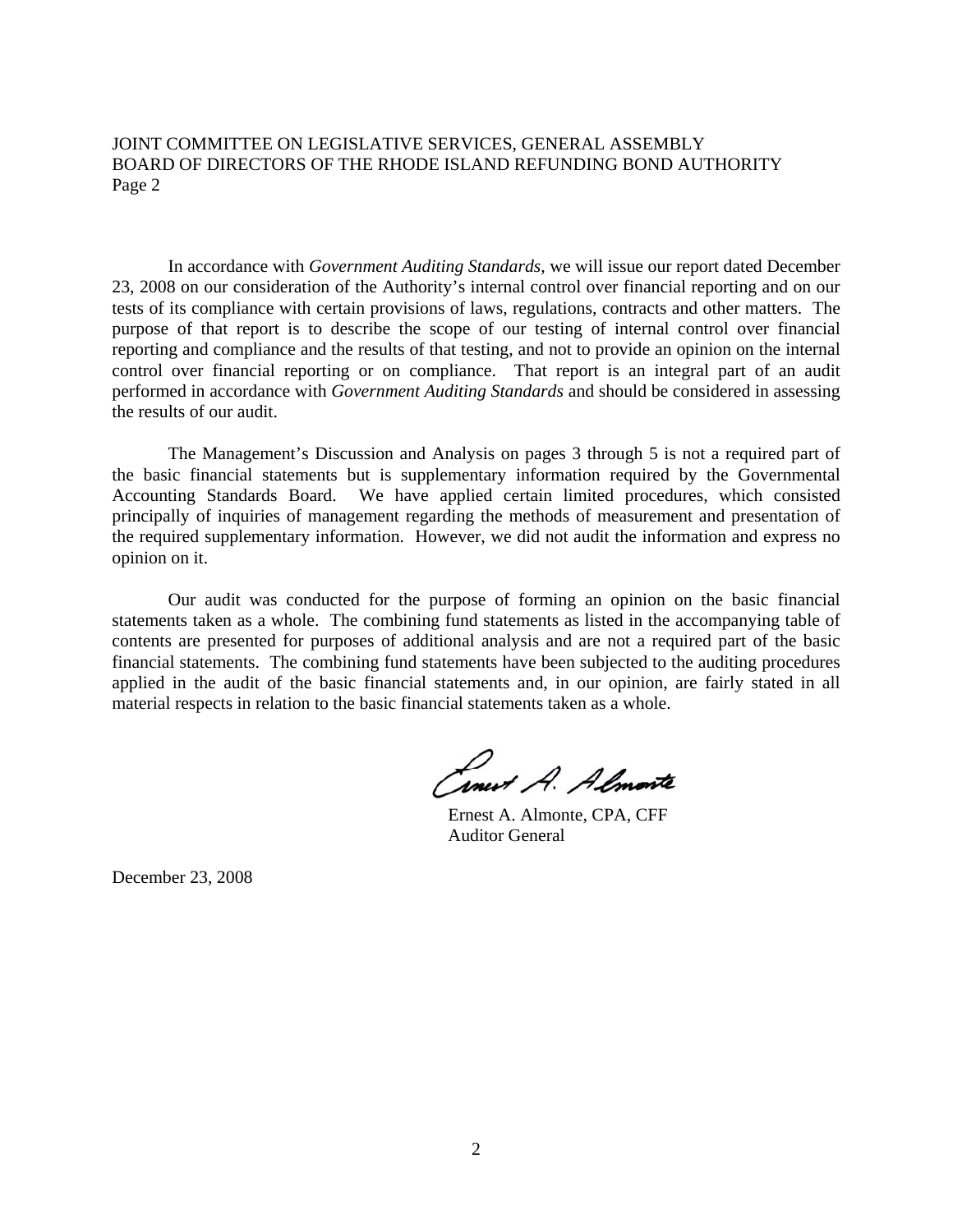In accordance with *Government Auditing Standards*, we will issue our report dated December 23, 2008 on our consideration of the Authority's internal control over financial reporting and on our tests of its compliance with certain provisions of laws, regulations, contracts and other matters. The purpose of that report is to describe the scope of our testing of internal control over financial reporting and compliance and the results of that testing, and not to provide an opinion on the internal control over financial reporting or on compliance. That report is an integral part of an audit performed in accordance with *Government Auditing Standards* and should be considered in assessing the results of our audit.

The Management's Discussion and Analysis on pages 3 through 5 is not a required part of the basic financial statements but is supplementary information required by the Governmental Accounting Standards Board. We have applied certain limited procedures, which consisted principally of inquiries of management regarding the methods of measurement and presentation of the required supplementary information. However, we did not audit the information and express no opinion on it.

Our audit was conducted for the purpose of forming an opinion on the basic financial statements taken as a whole. The combining fund statements as listed in the accompanying table of contents are presented for purposes of additional analysis and are not a required part of the basic financial statements. The combining fund statements have been subjected to the auditing procedures applied in the audit of the basic financial statements and, in our opinion, are fairly stated in all material respects in relation to the basic financial statements taken as a whole.

Ernest A. Almonte, CPA, CFF
Auditor General

December 23, 2008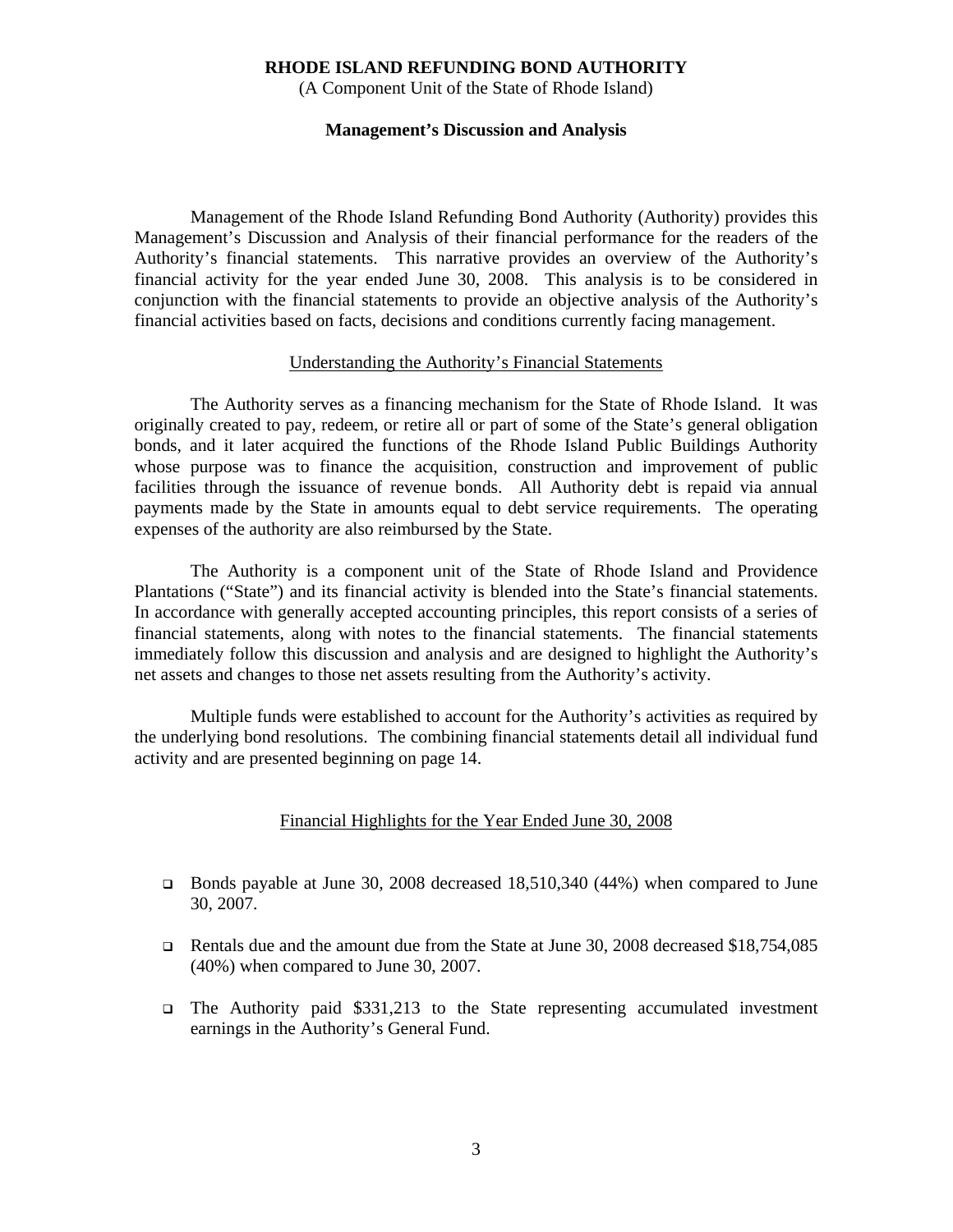**RHODE ISLAND REFUNDING BOND AUTHORITY**

(A Component Unit of the State of Rhode Island)

**Management's Discussion and Analysis**

Management of the Rhode Island Refunding Bond Authority (Authority) provides this Management's Discussion and Analysis of their financial performance for the readers of the Authority's financial statements. This narrative provides an overview of the Authority's financial activity for the year ended June 30, 2008. This analysis is to be considered in conjunction with the financial statements to provide an objective analysis of the Authority's financial activities based on facts, decisions and conditions currently facing management.

Understanding the Authority's Financial Statements

The Authority serves as a financing mechanism for the State of Rhode Island. It was originally created to pay, redeem, or retire all or part of some of the State's general obligation bonds, and it later acquired the functions of the Rhode Island Public Buildings Authority whose purpose was to finance the acquisition, construction and improvement of public facilities through the issuance of revenue bonds. All Authority debt is repaid via annual payments made by the State in amounts equal to debt service requirements. The operating expenses of the authority are also reimbursed by the State.

The Authority is a component unit of the State of Rhode Island and Providence Plantations ("State") and its financial activity is blended into the State's financial statements. In accordance with generally accepted accounting principles, this report consists of a series of financial statements, along with notes to the financial statements. The financial statements immediately follow this discussion and analysis and are designed to highlight the Authority's net assets and changes to those net assets resulting from the Authority's activity.

Multiple funds were established to account for the Authority's activities as required by the underlying bond resolutions. The combining financial statements detail all individual fund activity and are presented beginning on page 14.

Financial Highlights for the Year Ended June 30, 2008

- Bonds payable at June 30, 2008 decreased 18,510,340 (44%) when compared to June 30, 2007.
- Rentals due and the amount due from the State at June 30, 2008 decreased $18,754,085 (40%) when compared to June 30, 2007.
- The Authority paid $331,213 to the State representing accumulated investment earnings in the Authority's General Fund.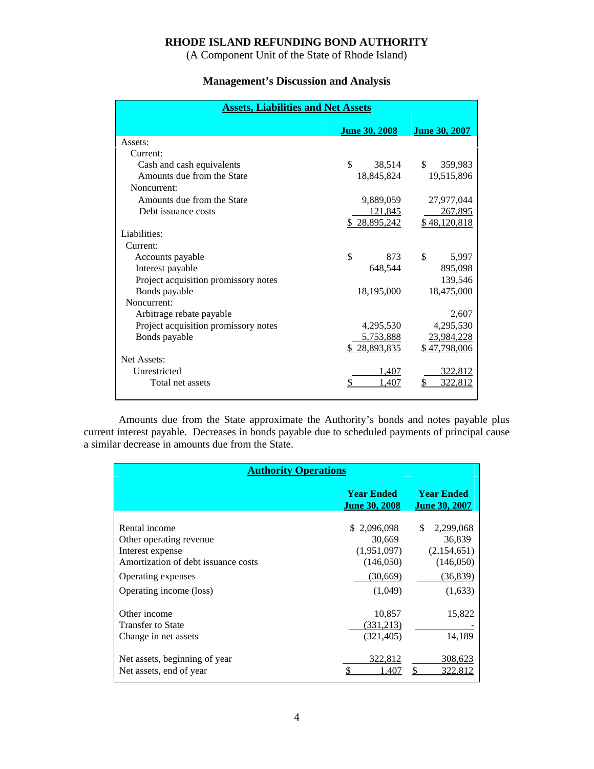# RHODE ISLAND REFUNDING BOND AUTHORITY

(A Component Unit of the State of Rhode Island)

## Management's Discussion and Analysis

**Assets, Liabilities and Net Assets**

| | June 30, 2008 | June 30, 2007 |
|---|---|---|
| Assets: | | |
| Current: | | |
| Cash and cash equivalents | $ 38,514 | $ 359,983 |
| Amounts due from the State | 18,845,824 | 19,515,896 |
| Noncurrent: | | |
| Amounts due from the State | 9,889,059 | 27,977,044 |
| Debt issuance costs | 121,845 | 267,895 |
| | $ 28,895,242 | $ 48,120,818 |
| Liabilities: | | |
| Current: | | |
| Accounts payable | $ 873 | $ 5,997 |
| Interest payable | 648,544 | 895,098 |
| Project acquisition promissory notes | | 139,546 |
| Bonds payable | 18,195,000 | 18,475,000 |
| Noncurrent: | | |
| Arbitrage rebate payable | | 2,607 |
| Project acquisition promissory notes | 4,295,530 | 4,295,530 |
| Bonds payable | 5,753,888 | 23,984,228 |
| | $ 28,893,835 | $ 47,798,006 |
| Net Assets: | | |
| Unrestricted | 1,407 | 322,812 |
| Total net assets | $ 1,407 | $ 322,812 |

Amounts due from the State approximate the Authority's bonds and notes payable plus current interest payable. Decreases in bonds payable due to scheduled payments of principal cause a similar decrease in amounts due from the State.

**Authority Operations**

| | Year Ended June 30, 2008 | Year Ended June 30, 2007 |
|---|---|---|
| Rental income | $ 2,096,098 | $ 2,299,068 |
| Other operating revenue | 30,669 | 36,839 |
| Interest expense | (1,951,097) | (2,154,651) |
| Amortization of debt issuance costs | (146,050) | (146,050) |
| Operating expenses | (30,669) | (36,839) |
| Operating income (loss) | (1,049) | (1,633) |
| Other income | 10,857 | 15,822 |
| Transfer to State | (331,213) | - |
| Change in net assets | (321,405) | 14,189 |
| Net assets, beginning of year | 322,812 | 308,623 |
| Net assets, end of year | $ 1,407 | $ 322,812 |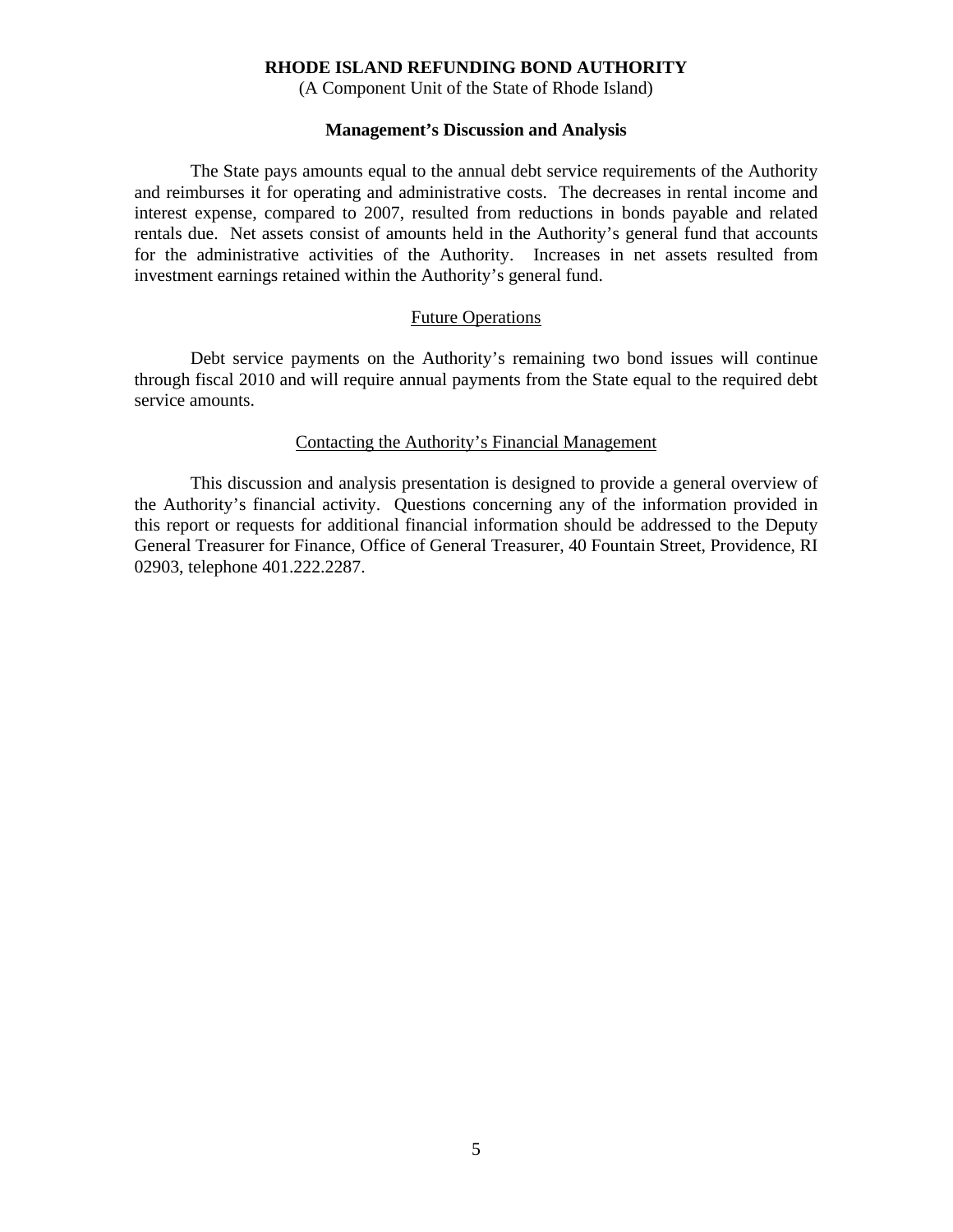**RHODE ISLAND REFUNDING BOND AUTHORITY**
(A Component Unit of the State of Rhode Island)

**Management's Discussion and Analysis**

The State pays amounts equal to the annual debt service requirements of the Authority and reimburses it for operating and administrative costs. The decreases in rental income and interest expense, compared to 2007, resulted from reductions in bonds payable and related rentals due. Net assets consist of amounts held in the Authority's general fund that accounts for the administrative activities of the Authority. Increases in net assets resulted from investment earnings retained within the Authority's general fund.

Future Operations

Debt service payments on the Authority's remaining two bond issues will continue through fiscal 2010 and will require annual payments from the State equal to the required debt service amounts.

Contacting the Authority's Financial Management

This discussion and analysis presentation is designed to provide a general overview of the Authority's financial activity. Questions concerning any of the information provided in this report or requests for additional financial information should be addressed to the Deputy General Treasurer for Finance, Office of General Treasurer, 40 Fountain Street, Providence, RI 02903, telephone 401.222.2287.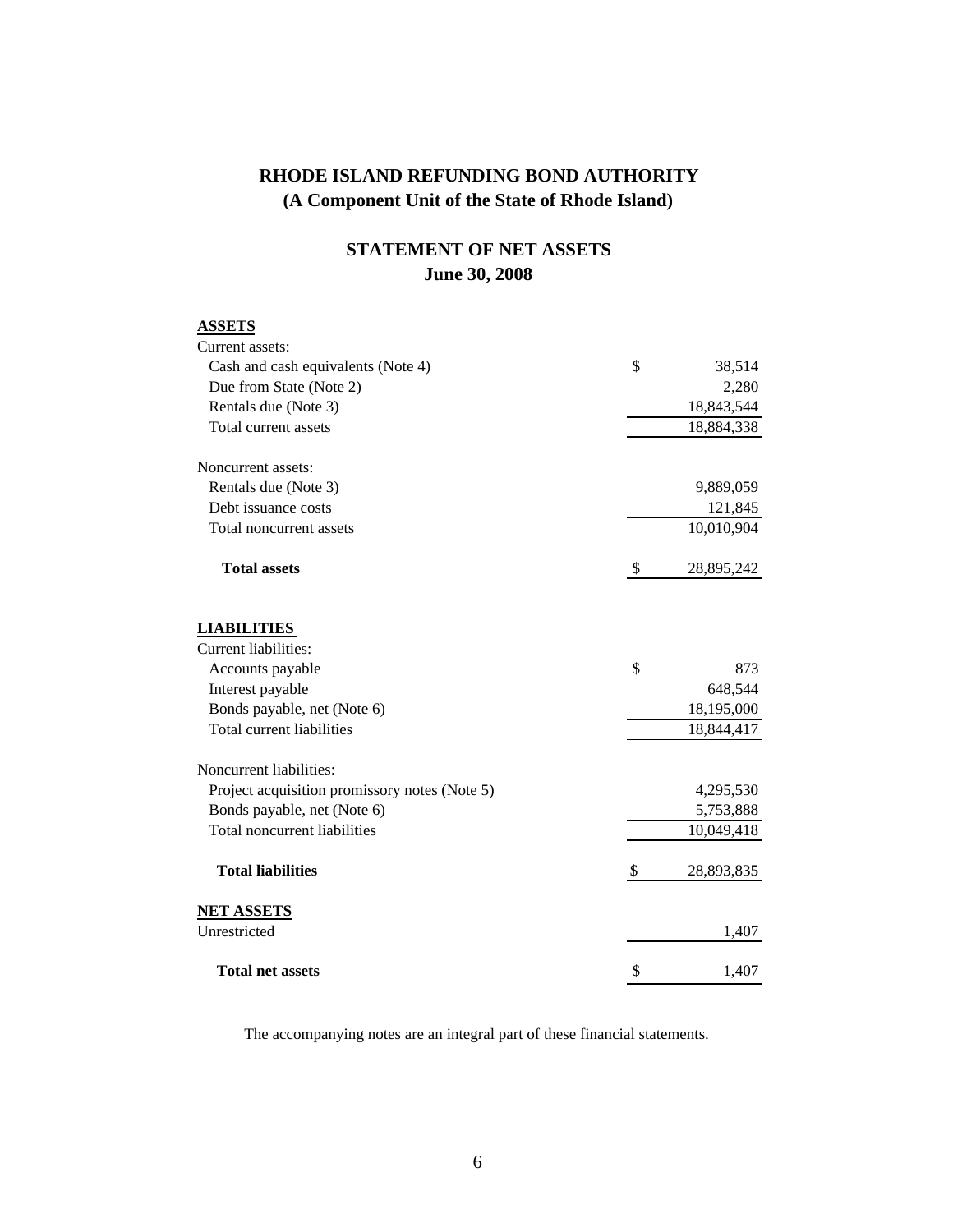# RHODE ISLAND REFUNDING BOND AUTHORITY
## (A Component Unit of the State of Rhode Island)

## STATEMENT OF NET ASSETS
### June 30, 2008

| | |
|---|---|
| **ASSETS** | |
| Current assets: | |
| Cash and cash equivalents (Note 4) | $ 38,514 |
| Due from State (Note 2) | 2,280 |
| Rentals due (Note 3) | 18,843,544 |
| Total current assets | 18,884,338 |
| | |
| Noncurrent assets: | |
| Rentals due (Note 3) | 9,889,059 |
| Debt issuance costs | 121,845 |
| Total noncurrent assets | 10,010,904 |
| | |
| **Total assets** | $ 28,895,242 |
| | |
| **LIABILITIES** | |
| Current liabilities: | |
| Accounts payable | $ 873 |
| Interest payable | 648,544 |
| Bonds payable, net (Note 6) | 18,195,000 |
| Total current liabilities | 18,844,417 |
| | |
| Noncurrent liabilities: | |
| Project acquisition promissory notes (Note 5) | 4,295,530 |
| Bonds payable, net (Note 6) | 5,753,888 |
| Total noncurrent liabilities | 10,049,418 |
| | |
| **Total liabilities** | $ 28,893,835 |
| | |
| **NET ASSETS** | |
| Unrestricted | 1,407 |
| | |
| **Total net assets** | $ 1,407 |

The accompanying notes are an integral part of these financial statements.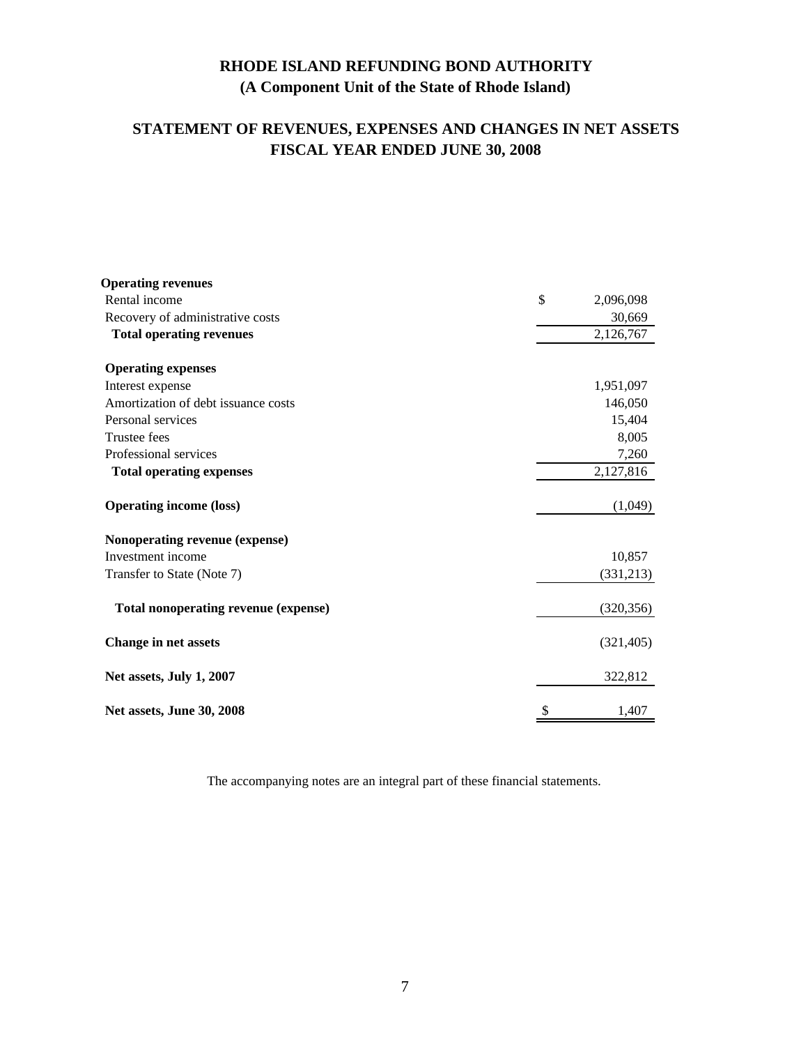# RHODE ISLAND REFUNDING BOND AUTHORITY
## (A Component Unit of the State of Rhode Island)

## STATEMENT OF REVENUES, EXPENSES AND CHANGES IN NET ASSETS
## FISCAL YEAR ENDED JUNE 30, 2008

| | |
|---|---|
| **Operating revenues** | |
| Rental income | $ 2,096,098 |
| Recovery of administrative costs | 30,669 |
| **Total operating revenues** | 2,126,767 |
| | |
| **Operating expenses** | |
| Interest expense | 1,951,097 |
| Amortization of debt issuance costs | 146,050 |
| Personal services | 15,404 |
| Trustee fees | 8,005 |
| Professional services | 7,260 |
| **Total operating expenses** | 2,127,816 |
| | |
| **Operating income (loss)** | (1,049) |
| | |
| **Nonoperating revenue (expense)** | |
| Investment income | 10,857 |
| Transfer to State (Note 7) | (331,213) |
| | |
| **Total nonoperating revenue (expense)** | (320,356) |
| | |
| **Change in net assets** | (321,405) |
| | |
| **Net assets, July 1, 2007** | 322,812 |
| | |
| **Net assets, June 30, 2008** | $ 1,407 |

The accompanying notes are an integral part of these financial statements.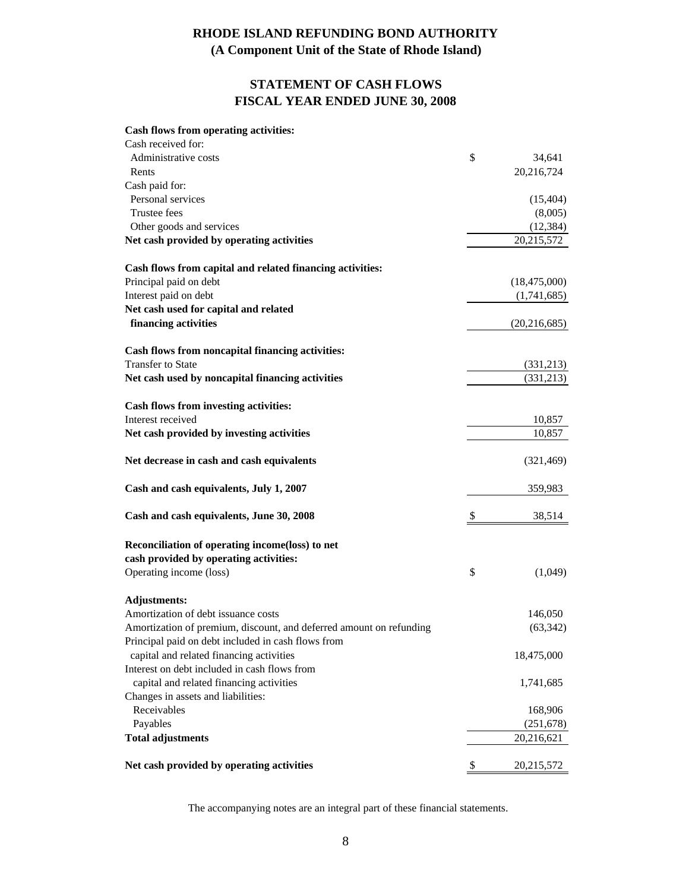# RHODE ISLAND REFUNDING BOND AUTHORITY
## (A Component Unit of the State of Rhode Island)

## STATEMENT OF CASH FLOWS
## FISCAL YEAR ENDED JUNE 30, 2008

| | |
|---|---|
| **Cash flows from operating activities:** | |
| Cash received for: | |
| Administrative costs | $ 34,641 |
| Rents | 20,216,724 |
| Cash paid for: | |
| Personal services | (15,404) |
| Trustee fees | (8,005) |
| Other goods and services | (12,384) |
| **Net cash provided by operating activities** | 20,215,572 |
| | |
| **Cash flows from capital and related financing activities:** | |
| Principal paid on debt | (18,475,000) |
| Interest paid on debt | (1,741,685) |
| **Net cash used for capital and related financing activities** | (20,216,685) |
| | |
| **Cash flows from noncapital financing activities:** | |
| Transfer to State | (331,213) |
| **Net cash used by noncapital financing activities** | (331,213) |
| | |
| **Cash flows from investing activities:** | |
| Interest received | 10,857 |
| **Net cash provided by investing activities** | 10,857 |
| | |
| **Net decrease in cash and cash equivalents** | (321,469) |
| | |
| **Cash and cash equivalents, July 1, 2007** | 359,983 |
| | |
| **Cash and cash equivalents, June 30, 2008** | $ 38,514 |
| | |
| **Reconciliation of operating income(loss) to net cash provided by operating activities:** | |
| Operating income (loss) | $ (1,049) |
| | |
| **Adjustments:** | |
| Amortization of debt issuance costs | 146,050 |
| Amortization of premium, discount, and deferred amount on refunding | (63,342) |
| Principal paid on debt included in cash flows from capital and related financing activities | 18,475,000 |
| Interest on debt included in cash flows from capital and related financing activities | 1,741,685 |
| Changes in assets and liabilities: | |
| Receivables | 168,906 |
| Payables | (251,678) |
| **Total adjustments** | 20,216,621 |
| | |
| **Net cash provided by operating activities** | $ 20,215,572 |

The accompanying notes are an integral part of these financial statements.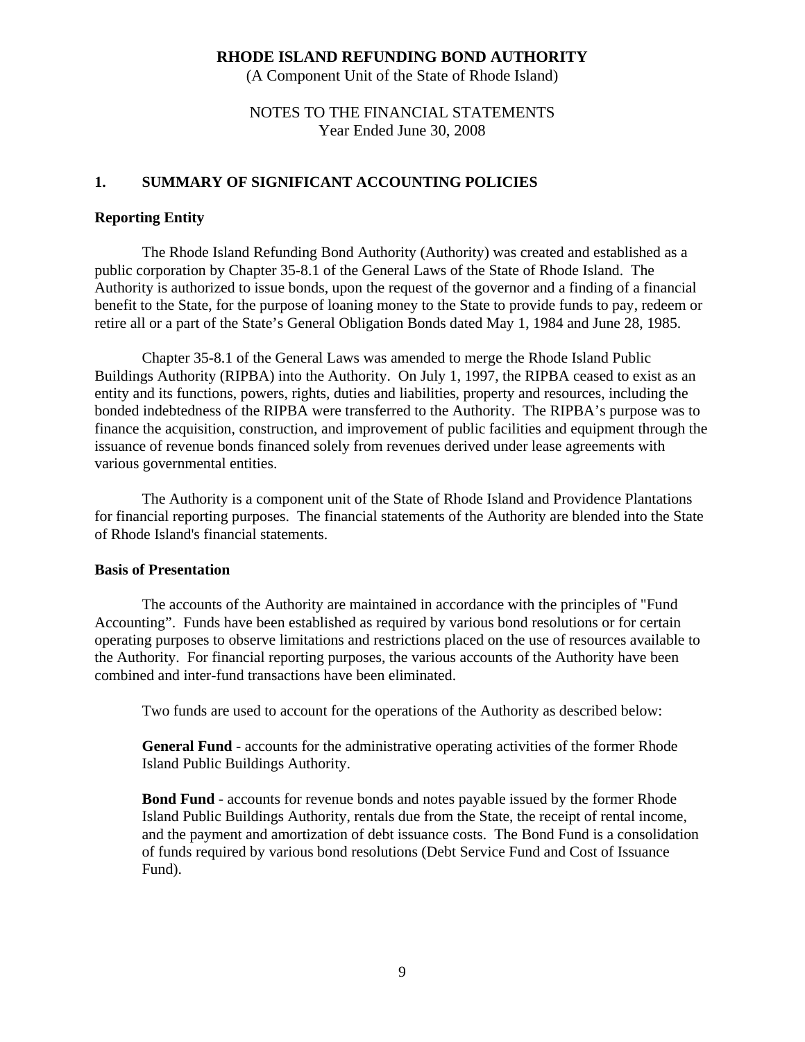**RHODE ISLAND REFUNDING BOND AUTHORITY**
(A Component Unit of the State of Rhode Island)

NOTES TO THE FINANCIAL STATEMENTS
Year Ended June 30, 2008

## 1. SUMMARY OF SIGNIFICANT ACCOUNTING POLICIES

### Reporting Entity

The Rhode Island Refunding Bond Authority (Authority) was created and established as a public corporation by Chapter 35-8.1 of the General Laws of the State of Rhode Island. The Authority is authorized to issue bonds, upon the request of the governor and a finding of a financial benefit to the State, for the purpose of loaning money to the State to provide funds to pay, redeem or retire all or a part of the State's General Obligation Bonds dated May 1, 1984 and June 28, 1985.

Chapter 35-8.1 of the General Laws was amended to merge the Rhode Island Public Buildings Authority (RIPBA) into the Authority. On July 1, 1997, the RIPBA ceased to exist as an entity and its functions, powers, rights, duties and liabilities, property and resources, including the bonded indebtedness of the RIPBA were transferred to the Authority. The RIPBA's purpose was to finance the acquisition, construction, and improvement of public facilities and equipment through the issuance of revenue bonds financed solely from revenues derived under lease agreements with various governmental entities.

The Authority is a component unit of the State of Rhode Island and Providence Plantations for financial reporting purposes. The financial statements of the Authority are blended into the State of Rhode Island's financial statements.

### Basis of Presentation

The accounts of the Authority are maintained in accordance with the principles of "Fund Accounting". Funds have been established as required by various bond resolutions or for certain operating purposes to observe limitations and restrictions placed on the use of resources available to the Authority. For financial reporting purposes, the various accounts of the Authority have been combined and inter-fund transactions have been eliminated.

Two funds are used to account for the operations of the Authority as described below:

**General Fund** - accounts for the administrative operating activities of the former Rhode Island Public Buildings Authority.

**Bond Fund** - accounts for revenue bonds and notes payable issued by the former Rhode Island Public Buildings Authority, rentals due from the State, the receipt of rental income, and the payment and amortization of debt issuance costs. The Bond Fund is a consolidation of funds required by various bond resolutions (Debt Service Fund and Cost of Issuance Fund).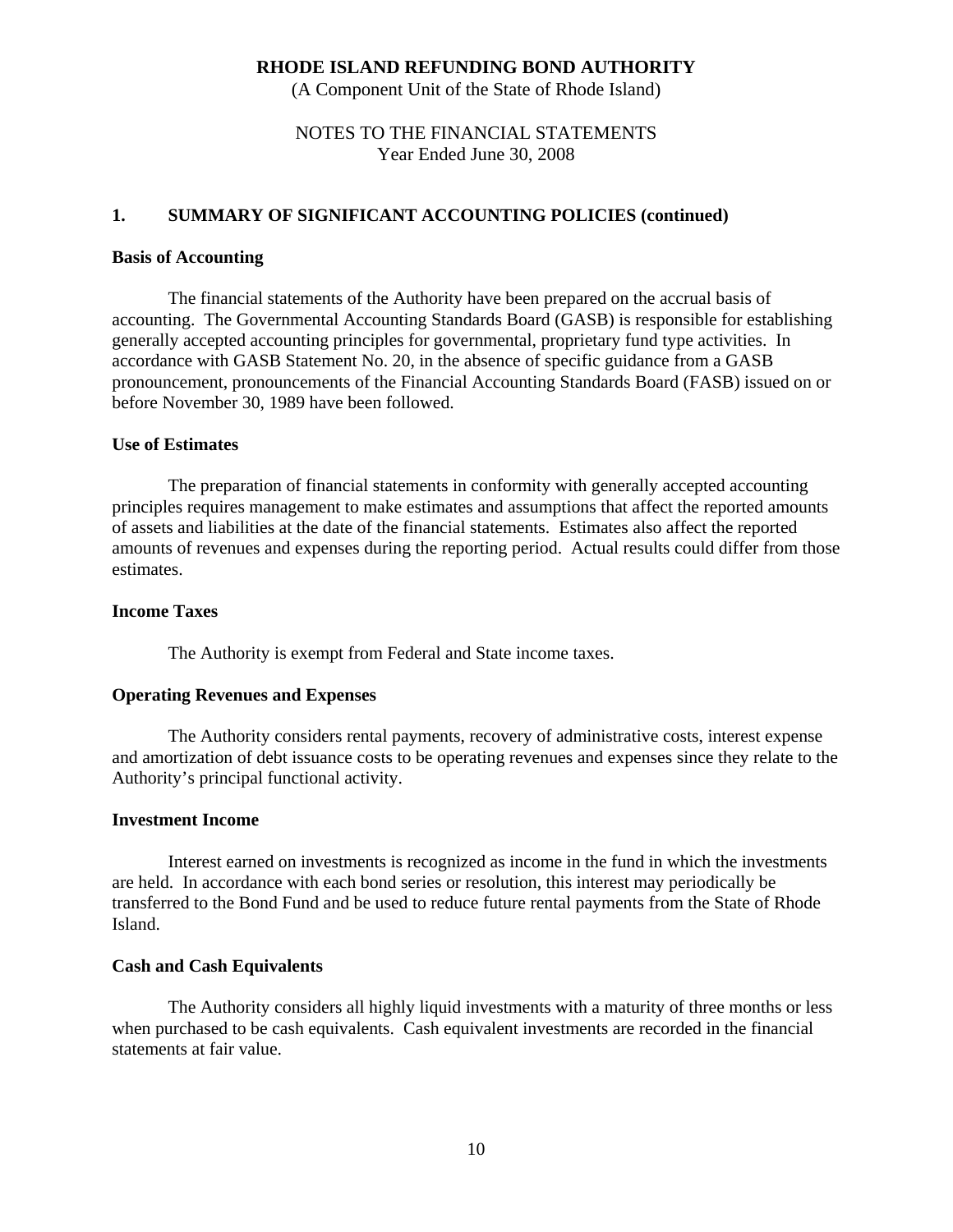**RHODE ISLAND REFUNDING BOND AUTHORITY**
(A Component Unit of the State of Rhode Island)

NOTES TO THE FINANCIAL STATEMENTS
Year Ended June 30, 2008

## 1. SUMMARY OF SIGNIFICANT ACCOUNTING POLICIES (continued)

### Basis of Accounting

The financial statements of the Authority have been prepared on the accrual basis of accounting. The Governmental Accounting Standards Board (GASB) is responsible for establishing generally accepted accounting principles for governmental, proprietary fund type activities. In accordance with GASB Statement No. 20, in the absence of specific guidance from a GASB pronouncement, pronouncements of the Financial Accounting Standards Board (FASB) issued on or before November 30, 1989 have been followed.

### Use of Estimates

The preparation of financial statements in conformity with generally accepted accounting principles requires management to make estimates and assumptions that affect the reported amounts of assets and liabilities at the date of the financial statements. Estimates also affect the reported amounts of revenues and expenses during the reporting period. Actual results could differ from those estimates.

### Income Taxes

The Authority is exempt from Federal and State income taxes.

### Operating Revenues and Expenses

The Authority considers rental payments, recovery of administrative costs, interest expense and amortization of debt issuance costs to be operating revenues and expenses since they relate to the Authority's principal functional activity.

### Investment Income

Interest earned on investments is recognized as income in the fund in which the investments are held. In accordance with each bond series or resolution, this interest may periodically be transferred to the Bond Fund and be used to reduce future rental payments from the State of Rhode Island.

### Cash and Cash Equivalents

The Authority considers all highly liquid investments with a maturity of three months or less when purchased to be cash equivalents. Cash equivalent investments are recorded in the financial statements at fair value.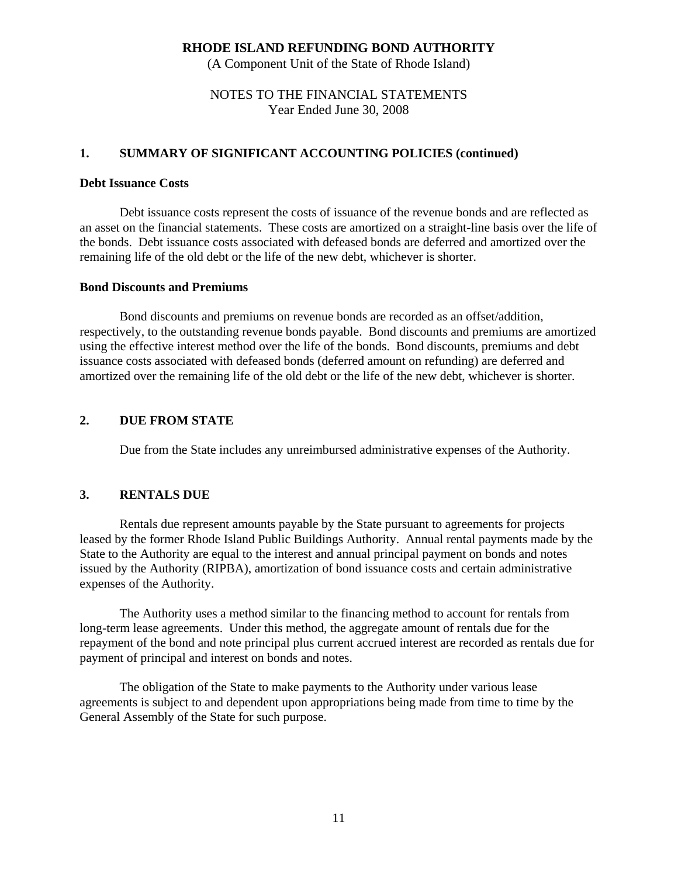**RHODE ISLAND REFUNDING BOND AUTHORITY**
(A Component Unit of the State of Rhode Island)

NOTES TO THE FINANCIAL STATEMENTS
Year Ended June 30, 2008

## 1. SUMMARY OF SIGNIFICANT ACCOUNTING POLICIES (continued)

### Debt Issuance Costs

Debt issuance costs represent the costs of issuance of the revenue bonds and are reflected as an asset on the financial statements. These costs are amortized on a straight-line basis over the life of the bonds. Debt issuance costs associated with defeased bonds are deferred and amortized over the remaining life of the old debt or the life of the new debt, whichever is shorter.

### Bond Discounts and Premiums

Bond discounts and premiums on revenue bonds are recorded as an offset/addition, respectively, to the outstanding revenue bonds payable. Bond discounts and premiums are amortized using the effective interest method over the life of the bonds. Bond discounts, premiums and debt issuance costs associated with defeased bonds (deferred amount on refunding) are deferred and amortized over the remaining life of the old debt or the life of the new debt, whichever is shorter.

## 2. DUE FROM STATE

Due from the State includes any unreimbursed administrative expenses of the Authority.

## 3. RENTALS DUE

Rentals due represent amounts payable by the State pursuant to agreements for projects leased by the former Rhode Island Public Buildings Authority. Annual rental payments made by the State to the Authority are equal to the interest and annual principal payment on bonds and notes issued by the Authority (RIPBA), amortization of bond issuance costs and certain administrative expenses of the Authority.

The Authority uses a method similar to the financing method to account for rentals from long-term lease agreements. Under this method, the aggregate amount of rentals due for the repayment of the bond and note principal plus current accrued interest are recorded as rentals due for payment of principal and interest on bonds and notes.

The obligation of the State to make payments to the Authority under various lease agreements is subject to and dependent upon appropriations being made from time to time by the General Assembly of the State for such purpose.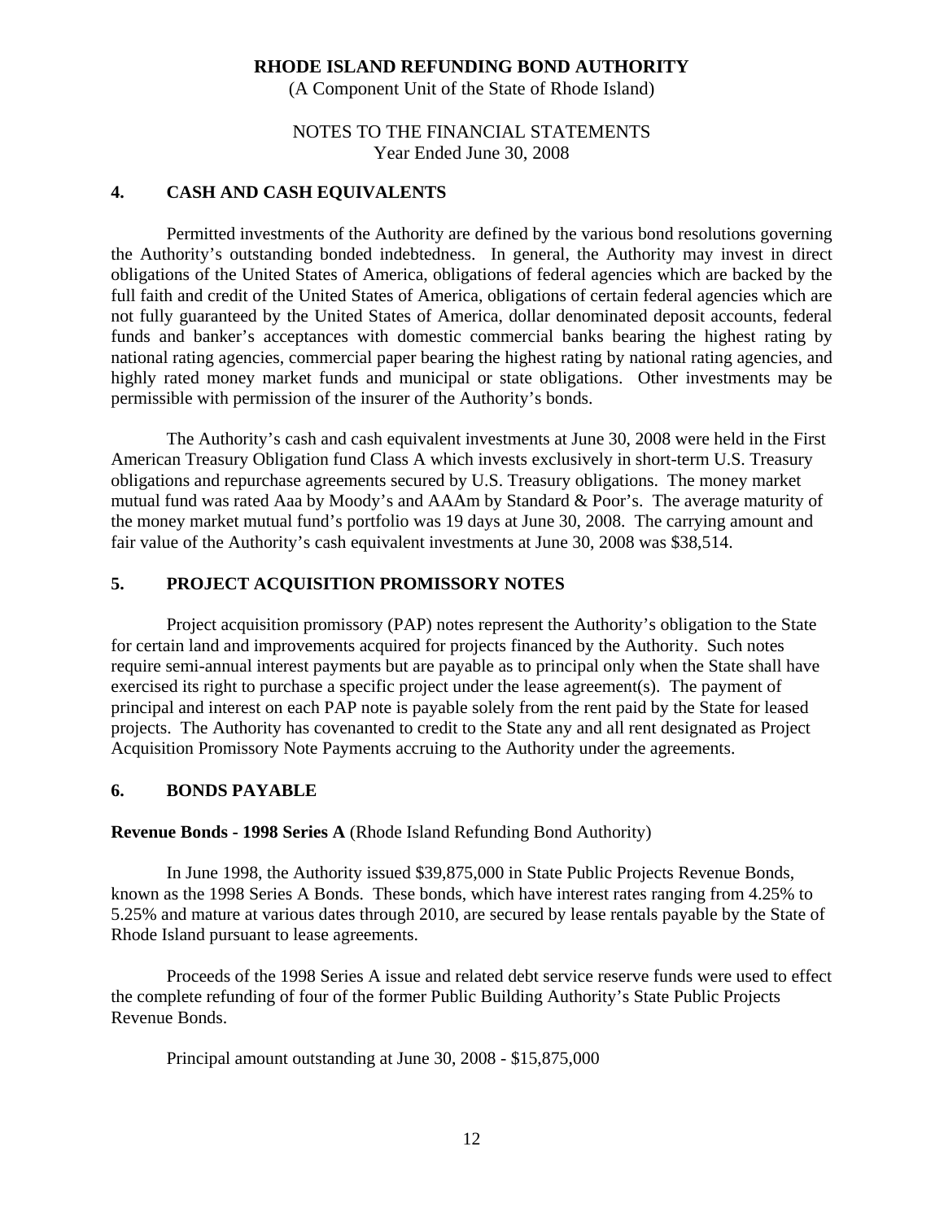**RHODE ISLAND REFUNDING BOND AUTHORITY**
(A Component Unit of the State of Rhode Island)

NOTES TO THE FINANCIAL STATEMENTS
Year Ended June 30, 2008

## 4. CASH AND CASH EQUIVALENTS

Permitted investments of the Authority are defined by the various bond resolutions governing the Authority's outstanding bonded indebtedness. In general, the Authority may invest in direct obligations of the United States of America, obligations of federal agencies which are backed by the full faith and credit of the United States of America, obligations of certain federal agencies which are not fully guaranteed by the United States of America, dollar denominated deposit accounts, federal funds and banker's acceptances with domestic commercial banks bearing the highest rating by national rating agencies, commercial paper bearing the highest rating by national rating agencies, and highly rated money market funds and municipal or state obligations. Other investments may be permissible with permission of the insurer of the Authority's bonds.

The Authority's cash and cash equivalent investments at June 30, 2008 were held in the First American Treasury Obligation fund Class A which invests exclusively in short-term U.S. Treasury obligations and repurchase agreements secured by U.S. Treasury obligations. The money market mutual fund was rated Aaa by Moody's and AAAm by Standard & Poor's. The average maturity of the money market mutual fund's portfolio was 19 days at June 30, 2008. The carrying amount and fair value of the Authority's cash equivalent investments at June 30, 2008 was $38,514.

## 5. PROJECT ACQUISITION PROMISSORY NOTES

Project acquisition promissory (PAP) notes represent the Authority's obligation to the State for certain land and improvements acquired for projects financed by the Authority. Such notes require semi-annual interest payments but are payable as to principal only when the State shall have exercised its right to purchase a specific project under the lease agreement(s). The payment of principal and interest on each PAP note is payable solely from the rent paid by the State for leased projects. The Authority has covenanted to credit to the State any and all rent designated as Project Acquisition Promissory Note Payments accruing to the Authority under the agreements.

## 6. BONDS PAYABLE

**Revenue Bonds - 1998 Series A** (Rhode Island Refunding Bond Authority)

In June 1998, the Authority issued $39,875,000 in State Public Projects Revenue Bonds, known as the 1998 Series A Bonds. These bonds, which have interest rates ranging from 4.25% to 5.25% and mature at various dates through 2010, are secured by lease rentals payable by the State of Rhode Island pursuant to lease agreements.

Proceeds of the 1998 Series A issue and related debt service reserve funds were used to effect the complete refunding of four of the former Public Building Authority's State Public Projects Revenue Bonds.

Principal amount outstanding at June 30, 2008 - $15,875,000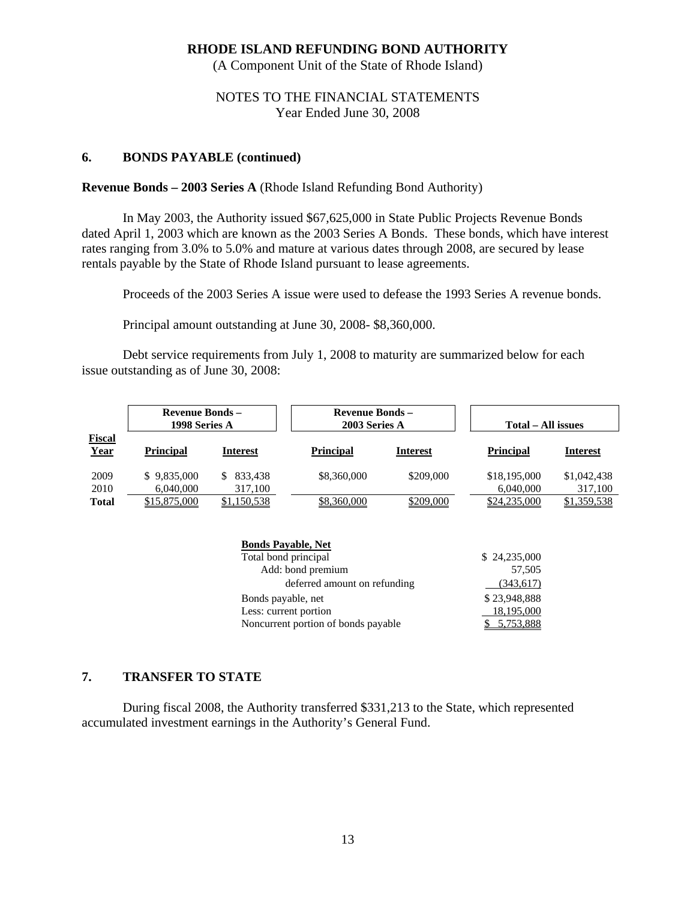**RHODE ISLAND REFUNDING BOND AUTHORITY**
(A Component Unit of the State of Rhode Island)

NOTES TO THE FINANCIAL STATEMENTS
Year Ended June 30, 2008

## 6. BONDS PAYABLE (continued)

**Revenue Bonds – 2003 Series A** (Rhode Island Refunding Bond Authority)

In May 2003, the Authority issued $67,625,000 in State Public Projects Revenue Bonds dated April 1, 2003 which are known as the 2003 Series A Bonds. These bonds, which have interest rates ranging from 3.0% to 5.0% and mature at various dates through 2008, are secured by lease rentals payable by the State of Rhode Island pursuant to lease agreements.

Proceeds of the 2003 Series A issue were used to defease the 1993 Series A revenue bonds.

Principal amount outstanding at June 30, 2008- $8,360,000.

Debt service requirements from July 1, 2008 to maturity are summarized below for each issue outstanding as of June 30, 2008:

| | Revenue Bonds – 1998 Series A | | Revenue Bonds – 2003 Series A | | Total – All issues | |
|---|---|---|---|---|---|---|
| **Fiscal Year** | **Principal** | **Interest** | **Principal** | **Interest** | **Principal** | **Interest** |
| 2009 | $ 9,835,000 | $ 833,438 | $8,360,000 | $209,000 | $18,195,000 | $1,042,438 |
| 2010 | 6,040,000 | 317,100 | | | 6,040,000 | 317,100 |
| **Total** | $15,875,000 | $1,150,538 | $8,360,000 | $209,000 | $24,235,000 | $1,359,538 |

| **Bonds Payable, Net** | |
|---|---|
| Total bond principal | $ 24,235,000 |
| Add: bond premium | 57,505 |
| deferred amount on refunding | (343,617) |
| Bonds payable, net | $ 23,948,888 |
| Less: current portion | 18,195,000 |
| Noncurrent portion of bonds payable | $ 5,753,888 |

## 7. TRANSFER TO STATE

During fiscal 2008, the Authority transferred $331,213 to the State, which represented accumulated investment earnings in the Authority's General Fund.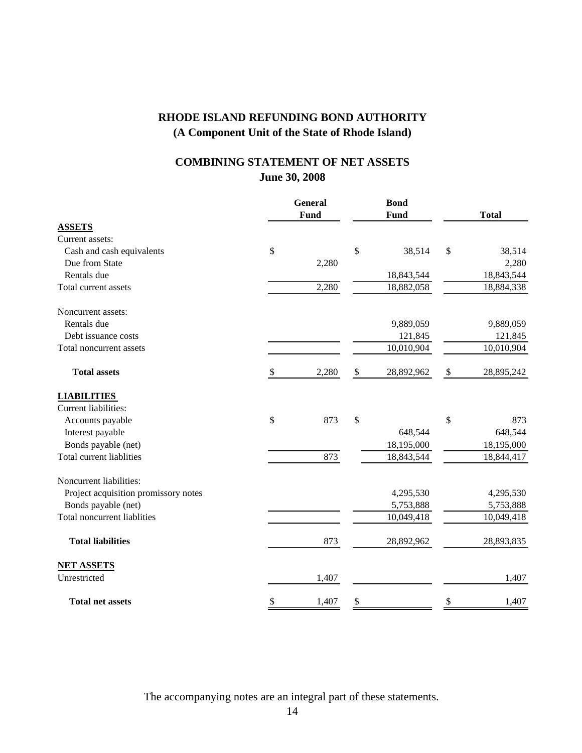# RHODE ISLAND REFUNDING BOND AUTHORITY

## (A Component Unit of the State of Rhode Island)

## COMBINING STATEMENT OF NET ASSETS

### June 30, 2008

| | General Fund | Bond Fund | Total |
|---|---|---|---|
| **ASSETS** | | | |
| Current assets: | | | |
| Cash and cash equivalents | $ | $ 38,514 | $ 38,514 |
| Due from State | 2,280 | | 2,280 |
| Rentals due | | 18,843,544 | 18,843,544 |
| Total current assets | 2,280 | 18,882,058 | 18,884,338 |
| Noncurrent assets: | | | |
| Rentals due | | 9,889,059 | 9,889,059 |
| Debt issuance costs | | 121,845 | 121,845 |
| Total noncurrent assets | | 10,010,904 | 10,010,904 |
| **Total assets** | $ 2,280 | $ 28,892,962 | $ 28,895,242 |
| **LIABILITIES** | | | |
| Current liabilities: | | | |
| Accounts payable | $ 873 | $ | $ 873 |
| Interest payable | | 648,544 | 648,544 |
| Bonds payable (net) | | 18,195,000 | 18,195,000 |
| Total current liablities | 873 | 18,843,544 | 18,844,417 |
| Noncurrent liabilities: | | | |
| Project acquisition promissory notes | | 4,295,530 | 4,295,530 |
| Bonds payable (net) | | 5,753,888 | 5,753,888 |
| Total noncurrent liablities | | 10,049,418 | 10,049,418 |
| **Total liabilities** | 873 | 28,892,962 | 28,893,835 |
| **NET ASSETS** | | | |
| Unrestricted | 1,407 | | 1,407 |
| **Total net assets** | $ 1,407 | $ | $ 1,407 |

The accompanying notes are an integral part of these statements.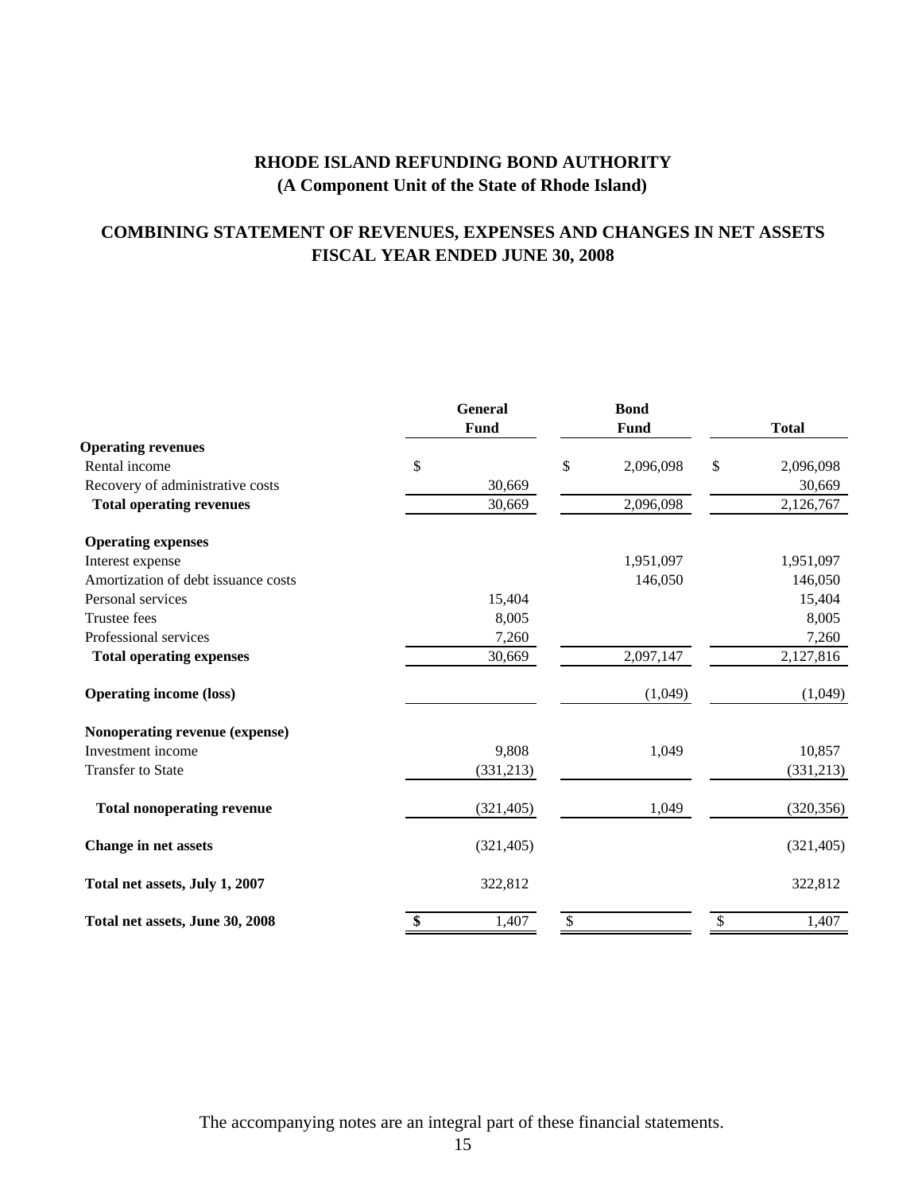# RHODE ISLAND REFUNDING BOND AUTHORITY
## (A Component Unit of the State of Rhode Island)

## COMBINING STATEMENT OF REVENUES, EXPENSES AND CHANGES IN NET ASSETS
## FISCAL YEAR ENDED JUNE 30, 2008

| | General Fund | Bond Fund | Total |
|---|---|---|---|
| **Operating revenues** | | | |
| Rental income | $ | $ 2,096,098 | $ 2,096,098 |
| Recovery of administrative costs | 30,669 | | 30,669 |
| **Total operating revenues** | 30,669 | 2,096,098 | 2,126,767 |
| **Operating expenses** | | | |
| Interest expense | | 1,951,097 | 1,951,097 |
| Amortization of debt issuance costs | | 146,050 | 146,050 |
| Personal services | 15,404 | | 15,404 |
| Trustee fees | 8,005 | | 8,005 |
| Professional services | 7,260 | | 7,260 |
| **Total operating expenses** | 30,669 | 2,097,147 | 2,127,816 |
| **Operating income (loss)** | | (1,049) | (1,049) |
| **Nonoperating revenue (expense)** | | | |
| Investment income | 9,808 | 1,049 | 10,857 |
| Transfer to State | (331,213) | | (331,213) |
| **Total nonoperating revenue** | (321,405) | 1,049 | (320,356) |
| **Change in net assets** | (321,405) | | (321,405) |
| **Total net assets, July 1, 2007** | 322,812 | | 322,812 |
| **Total net assets, June 30, 2008** | $ 1,407 | $ | $ 1,407 |

The accompanying notes are an integral part of these financial statements.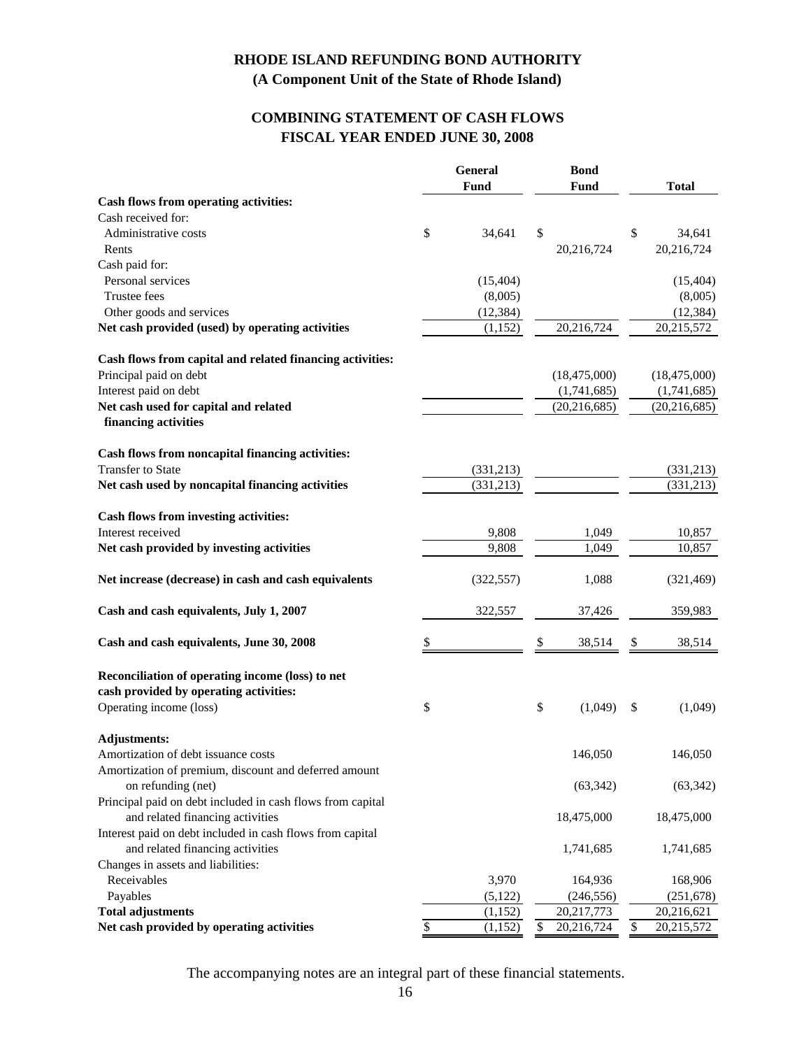# RHODE ISLAND REFUNDING BOND AUTHORITY
## (A Component Unit of the State of Rhode Island)

## COMBINING STATEMENT OF CASH FLOWS
## FISCAL YEAR ENDED JUNE 30, 2008

| | General Fund | Bond Fund | Total |
|---|---|---|---|
| **Cash flows from operating activities:** | | | |
| Cash received for: | | | |
| Administrative costs | $ 34,641 | $ | $ 34,641 |
| Rents | | 20,216,724 | 20,216,724 |
| Cash paid for: | | | |
| Personal services | (15,404) | | (15,404) |
| Trustee fees | (8,005) | | (8,005) |
| Other goods and services | (12,384) | | (12,384) |
| **Net cash provided (used) by operating activities** | (1,152) | 20,216,724 | 20,215,572 |
| **Cash flows from capital and related financing activities:** | | | |
| Principal paid on debt | | (18,475,000) | (18,475,000) |
| Interest paid on debt | | (1,741,685) | (1,741,685) |
| **Net cash used for capital and related financing activities** | | (20,216,685) | (20,216,685) |
| **Cash flows from noncapital financing activities:** | | | |
| Transfer to State | (331,213) | | (331,213) |
| **Net cash used by noncapital financing activities** | (331,213) | | (331,213) |
| **Cash flows from investing activities:** | | | |
| Interest received | 9,808 | 1,049 | 10,857 |
| **Net cash provided by investing activities** | 9,808 | 1,049 | 10,857 |
| **Net increase (decrease) in cash and cash equivalents** | (322,557) | 1,088 | (321,469) |
| **Cash and cash equivalents, July 1, 2007** | 322,557 | 37,426 | 359,983 |
| **Cash and cash equivalents, June 30, 2008** | $ | $ 38,514 | $ 38,514 |
| **Reconciliation of operating income (loss) to net cash provided by operating activities:** | | | |
| Operating income (loss) | $ | $ (1,049) | $ (1,049) |
| **Adjustments:** | | | |
| Amortization of debt issuance costs | | 146,050 | 146,050 |
| Amortization of premium, discount and deferred amount on refunding (net) | | (63,342) | (63,342) |
| Principal paid on debt included in cash flows from capital and related financing activities | | 18,475,000 | 18,475,000 |
| Interest paid on debt included in cash flows from capital and related financing activities | | 1,741,685 | 1,741,685 |
| Changes in assets and liabilities: | | | |
| Receivables | 3,970 | 164,936 | 168,906 |
| Payables | (5,122) | (246,556) | (251,678) |
| **Total adjustments** | (1,152) | 20,217,773 | 20,216,621 |
| **Net cash provided by operating activities** | $ (1,152) | $ 20,216,724 | $ 20,215,572 |

The accompanying notes are an integral part of these financial statements.